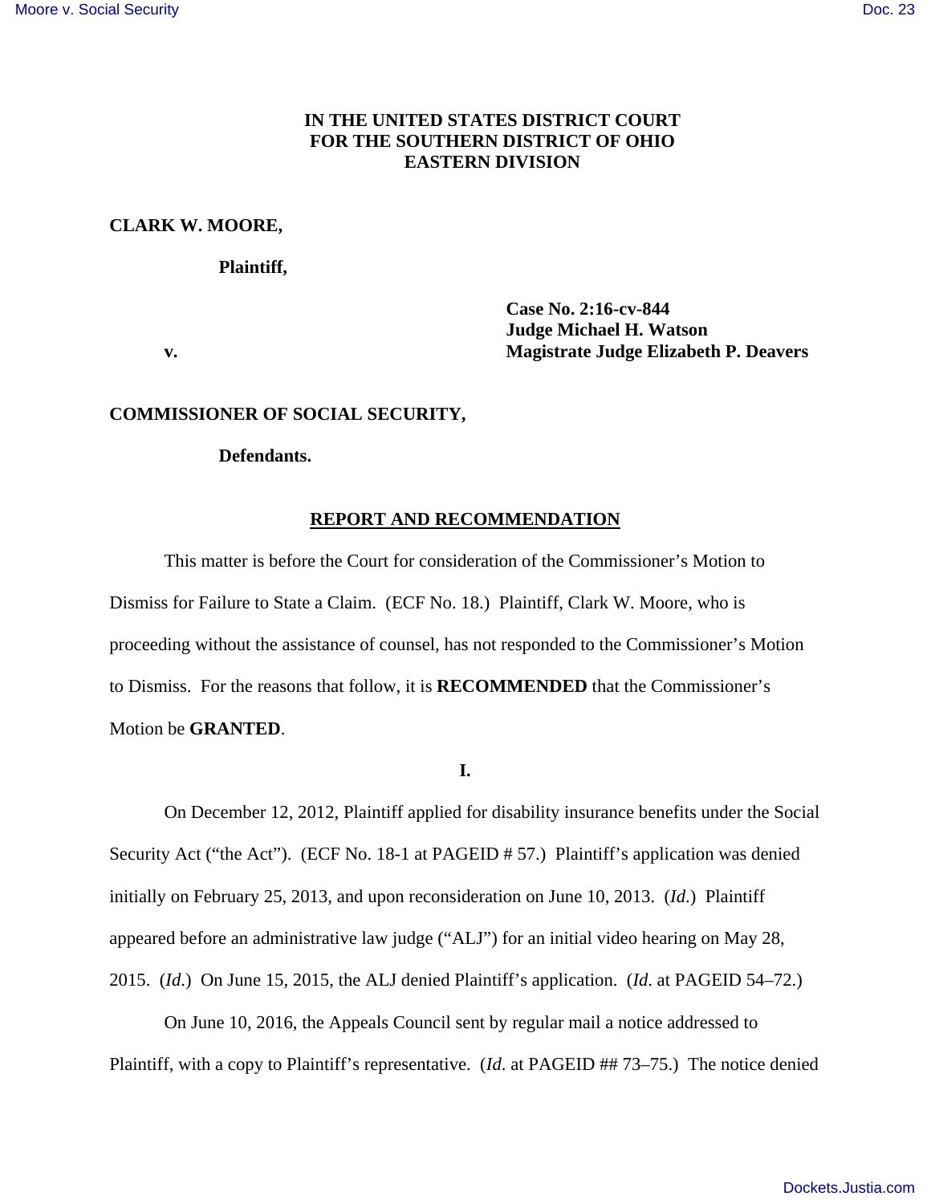**IN THE UNITED STATES DISTRICT COURT**
**FOR THE SOUTHERN DISTRICT OF OHIO**
**EASTERN DIVISION**

**CLARK W. MOORE,**

**Plaintiff,**

**v.**

**Case No. 2:16-cv-844**
**Judge Michael H. Watson**
**Magistrate Judge Elizabeth P. Deavers**

**COMMISSIONER OF SOCIAL SECURITY,**

**Defendants.**

## REPORT AND RECOMMENDATION

This matter is before the Court for consideration of the Commissioner's Motion to Dismiss for Failure to State a Claim. (ECF No. 18.) Plaintiff, Clark W. Moore, who is proceeding without the assistance of counsel, has not responded to the Commissioner's Motion to Dismiss. For the reasons that follow, it is **RECOMMENDED** that the Commissioner's Motion be **GRANTED**.

### I.

On December 12, 2012, Plaintiff applied for disability insurance benefits under the Social Security Act ("the Act"). (ECF No. 18-1 at PAGEID # 57.) Plaintiff's application was denied initially on February 25, 2013, and upon reconsideration on June 10, 2013. (*Id.*) Plaintiff appeared before an administrative law judge ("ALJ") for an initial video hearing on May 28, 2015. (*Id.*) On June 15, 2015, the ALJ denied Plaintiff's application. (*Id.* at PAGEID 54–72.)

On June 10, 2016, the Appeals Council sent by regular mail a notice addressed to Plaintiff, with a copy to Plaintiff's representative. (*Id.* at PAGEID ## 73–75.) The notice denied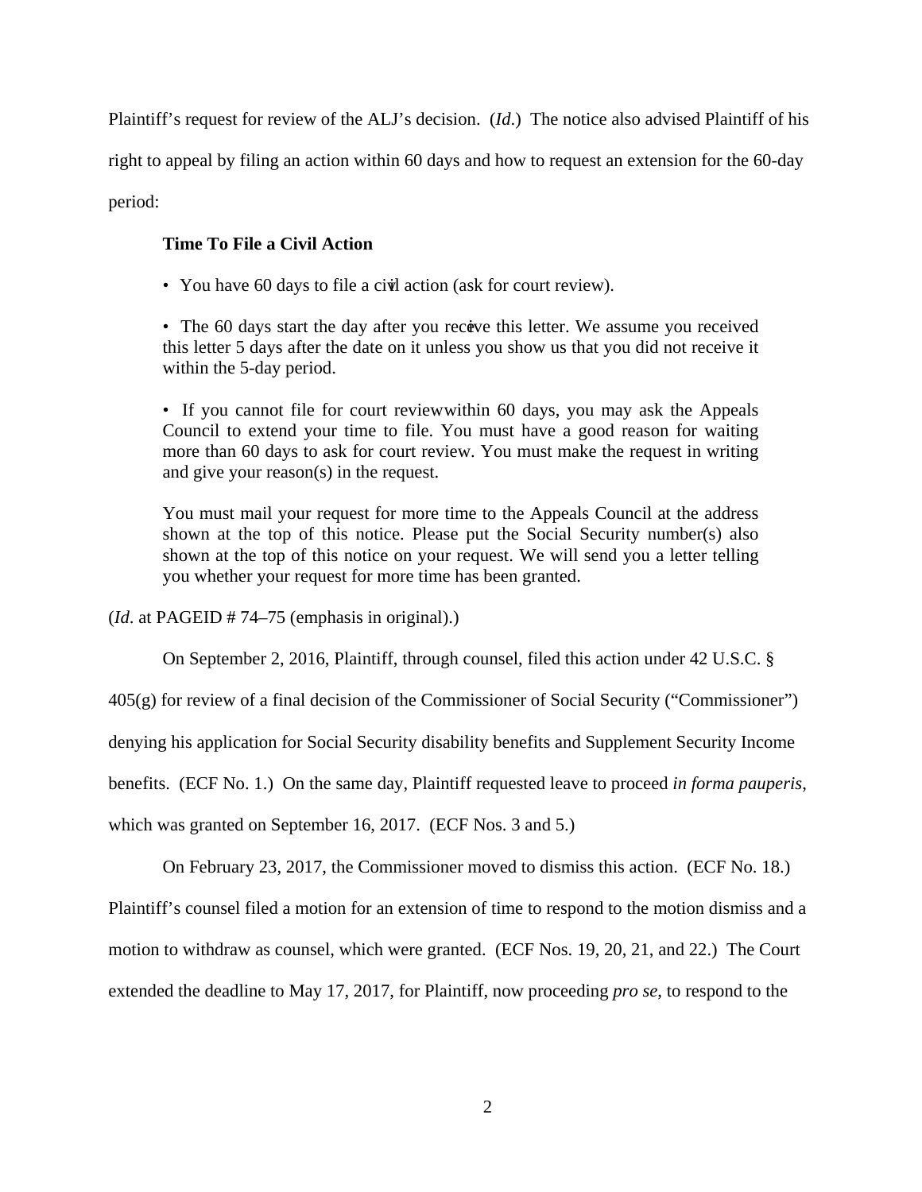Plaintiff's request for review of the ALJ's decision. (*Id*.) The notice also advised Plaintiff of his right to appeal by filing an action within 60 days and how to request an extension for the 60-day period:

> **Time To File a Civil Action**
>
> • You have 60 days to file a civil action (ask for court review).
>
> • The 60 days start the day after you receive this letter. We assume you received this letter 5 days after the date on it unless you show us that you did not receive it within the 5-day period.
>
> • If you cannot file for court review within 60 days, you may ask the Appeals Council to extend your time to file. You must have a good reason for waiting more than 60 days to ask for court review. You must make the request in writing and give your reason(s) in the request.
>
> You must mail your request for more time to the Appeals Council at the address shown at the top of this notice. Please put the Social Security number(s) also shown at the top of this notice on your request. We will send you a letter telling you whether your request for more time has been granted.

(*Id*. at PAGEID # 74–75 (emphasis in original).)

On September 2, 2016, Plaintiff, through counsel, filed this action under 42 U.S.C. § 405(g) for review of a final decision of the Commissioner of Social Security ("Commissioner") denying his application for Social Security disability benefits and Supplement Security Income benefits. (ECF No. 1.) On the same day, Plaintiff requested leave to proceed *in forma pauperis*, which was granted on September 16, 2017. (ECF Nos. 3 and 5.)

On February 23, 2017, the Commissioner moved to dismiss this action. (ECF No. 18.) Plaintiff's counsel filed a motion for an extension of time to respond to the motion dismiss and a motion to withdraw as counsel, which were granted. (ECF Nos. 19, 20, 21, and 22.) The Court extended the deadline to May 17, 2017, for Plaintiff, now proceeding *pro se*, to respond to the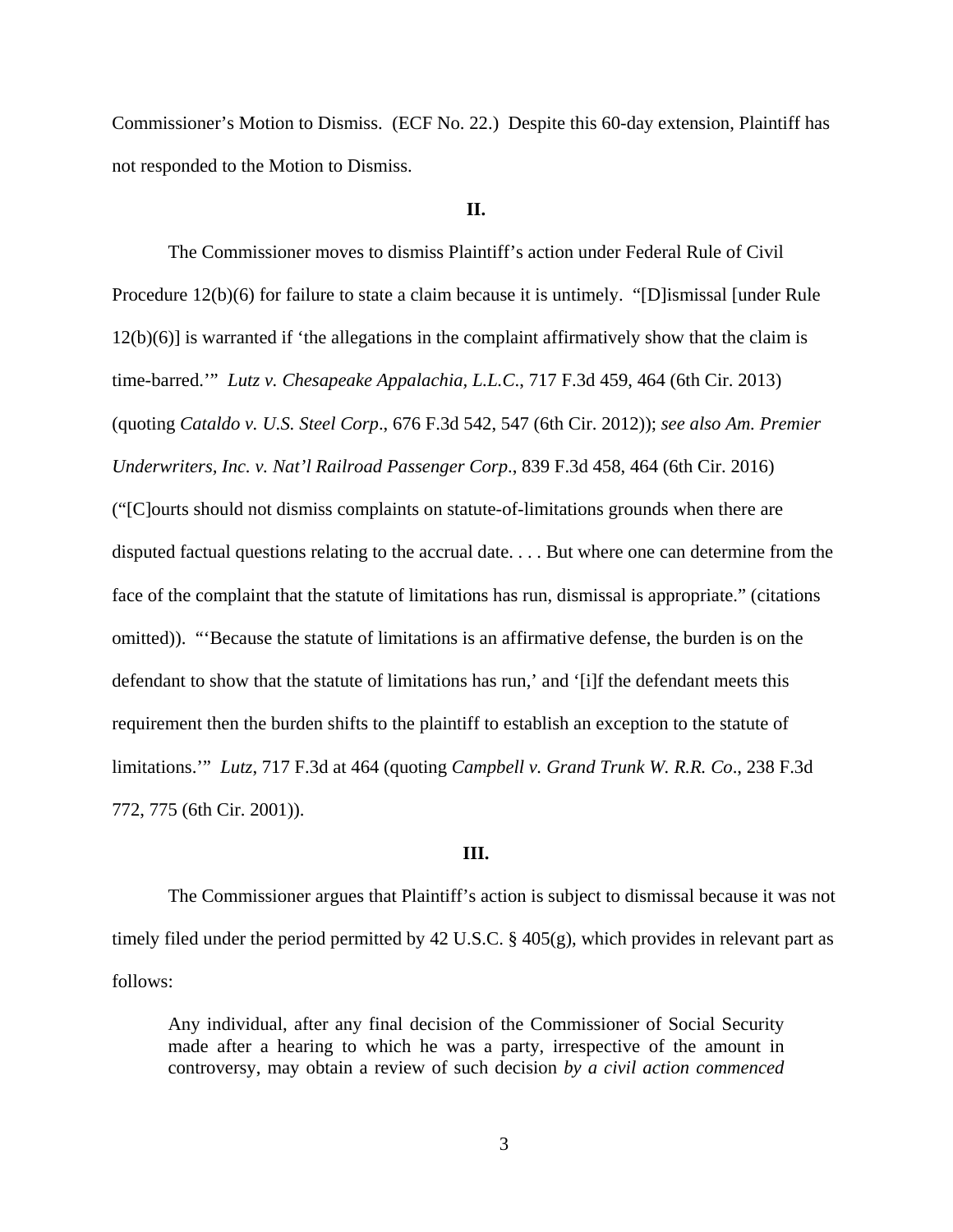Commissioner's Motion to Dismiss. (ECF No. 22.) Despite this 60-day extension, Plaintiff has not responded to the Motion to Dismiss.

**II.**

The Commissioner moves to dismiss Plaintiff's action under Federal Rule of Civil Procedure 12(b)(6) for failure to state a claim because it is untimely. "[D]ismissal [under Rule 12(b)(6)] is warranted if 'the allegations in the complaint affirmatively show that the claim is time-barred.'" *Lutz v. Chesapeake Appalachia, L.L.C.*, 717 F.3d 459, 464 (6th Cir. 2013) (quoting *Cataldo v. U.S. Steel Corp*., 676 F.3d 542, 547 (6th Cir. 2012)); *see also Am. Premier Underwriters, Inc. v. Nat'l Railroad Passenger Corp*., 839 F.3d 458, 464 (6th Cir. 2016) ("[C]ourts should not dismiss complaints on statute-of-limitations grounds when there are disputed factual questions relating to the accrual date. . . . But where one can determine from the face of the complaint that the statute of limitations has run, dismissal is appropriate." (citations omitted)). "'Because the statute of limitations is an affirmative defense, the burden is on the defendant to show that the statute of limitations has run,' and '[i]f the defendant meets this requirement then the burden shifts to the plaintiff to establish an exception to the statute of limitations.'" *Lutz*, 717 F.3d at 464 (quoting *Campbell v. Grand Trunk W. R.R. Co*., 238 F.3d 772, 775 (6th Cir. 2001)).

**III.**

The Commissioner argues that Plaintiff's action is subject to dismissal because it was not timely filed under the period permitted by 42 U.S.C. § 405(g), which provides in relevant part as follows:

> Any individual, after any final decision of the Commissioner of Social Security made after a hearing to which he was a party, irrespective of the amount in controversy, may obtain a review of such decision *by a civil action commenced*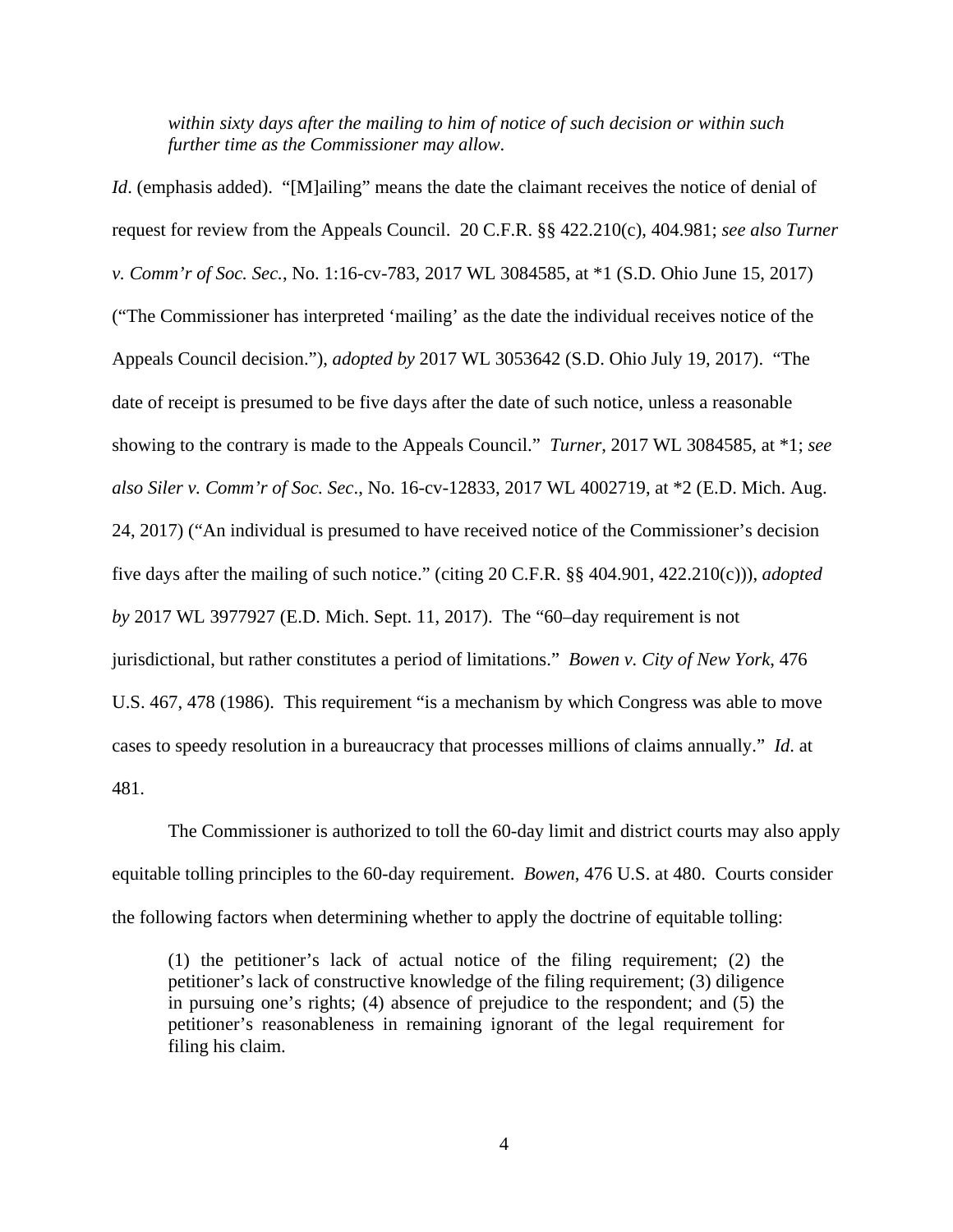> *within sixty days after the mailing to him of notice of such decision or within such further time as the Commissioner may allow*.

*Id*. (emphasis added). "[M]ailing" means the date the claimant receives the notice of denial of request for review from the Appeals Council. 20 C.F.R. §§ 422.210(c), 404.981; *see also Turner v. Comm'r of Soc. Sec.*, No. 1:16-cv-783, 2017 WL 3084585, at *1 (S.D. Ohio June 15, 2017) ("The Commissioner has interpreted 'mailing' as the date the individual receives notice of the Appeals Council decision."), *adopted by* 2017 WL 3053642 (S.D. Ohio July 19, 2017). "The date of receipt is presumed to be five days after the date of such notice, unless a reasonable showing to the contrary is made to the Appeals Council." *Turner*, 2017 WL 3084585, at *1; *see also Siler v. Comm'r of Soc. Sec*., No. 16-cv-12833, 2017 WL 4002719, at *2 (E.D. Mich. Aug. 24, 2017) ("An individual is presumed to have received notice of the Commissioner's decision five days after the mailing of such notice." (citing 20 C.F.R. §§ 404.901, 422.210(c))), *adopted by* 2017 WL 3977927 (E.D. Mich. Sept. 11, 2017). The "60–day requirement is not jurisdictional, but rather constitutes a period of limitations." *Bowen v. City of New York*, 476 U.S. 467, 478 (1986). This requirement "is a mechanism by which Congress was able to move cases to speedy resolution in a bureaucracy that processes millions of claims annually." *Id*. at 481.

The Commissioner is authorized to toll the 60-day limit and district courts may also apply equitable tolling principles to the 60-day requirement. *Bowen*, 476 U.S. at 480. Courts consider the following factors when determining whether to apply the doctrine of equitable tolling:

> (1) the petitioner's lack of actual notice of the filing requirement; (2) the petitioner's lack of constructive knowledge of the filing requirement; (3) diligence in pursuing one's rights; (4) absence of prejudice to the respondent; and (5) the petitioner's reasonableness in remaining ignorant of the legal requirement for filing his claim.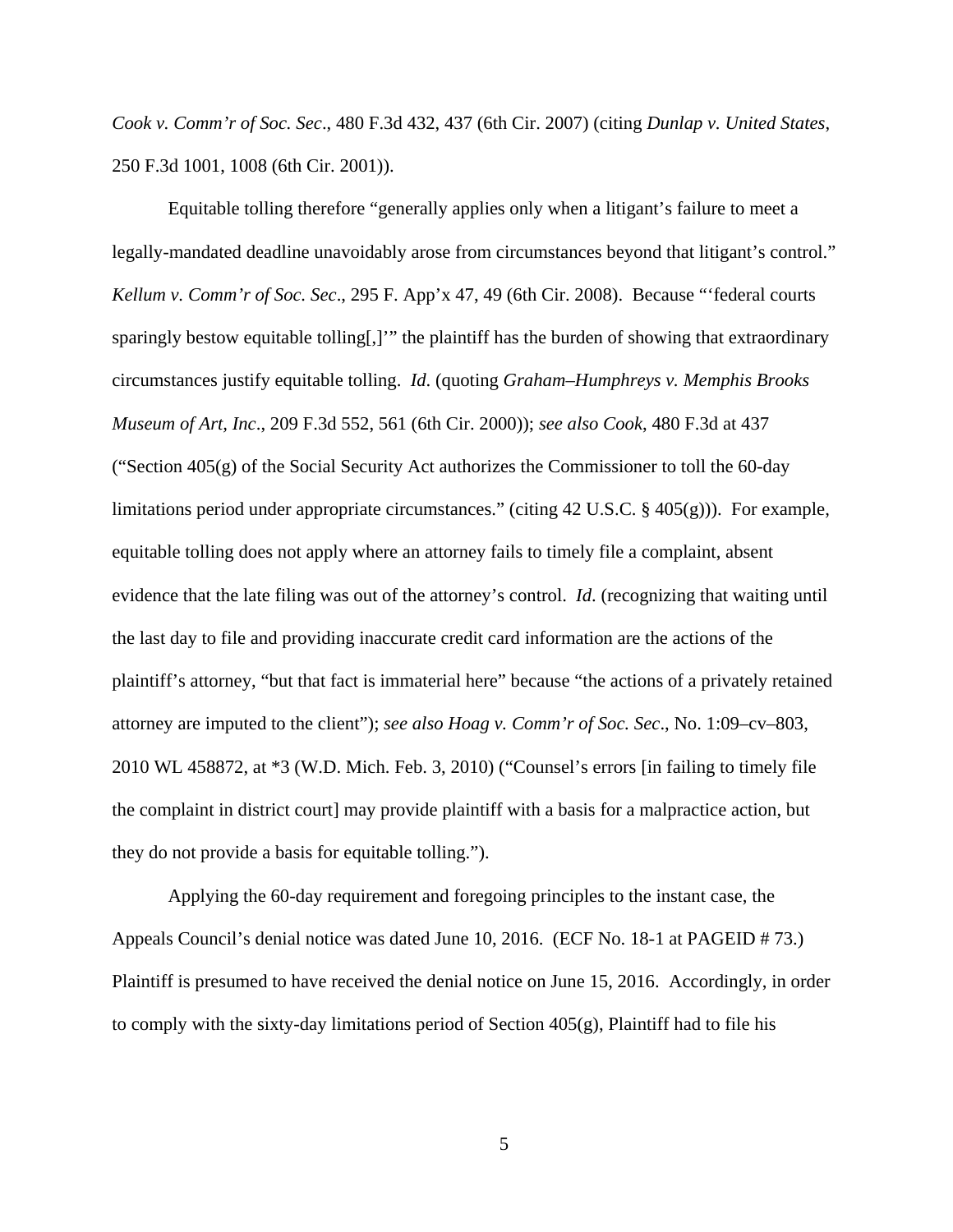*Cook v. Comm'r of Soc. Sec*., 480 F.3d 432, 437 (6th Cir. 2007) (citing *Dunlap v. United States*, 250 F.3d 1001, 1008 (6th Cir. 2001)).

Equitable tolling therefore "generally applies only when a litigant's failure to meet a legally-mandated deadline unavoidably arose from circumstances beyond that litigant's control." *Kellum v. Comm'r of Soc. Sec*., 295 F. App'x 47, 49 (6th Cir. 2008). Because "'federal courts sparingly bestow equitable tolling[,]'" the plaintiff has the burden of showing that extraordinary circumstances justify equitable tolling. *Id*. (quoting *Graham–Humphreys v. Memphis Brooks Museum of Art, Inc*., 209 F.3d 552, 561 (6th Cir. 2000)); *see also Cook*, 480 F.3d at 437 ("Section 405(g) of the Social Security Act authorizes the Commissioner to toll the 60-day limitations period under appropriate circumstances." (citing 42 U.S.C. § 405(g))). For example, equitable tolling does not apply where an attorney fails to timely file a complaint, absent evidence that the late filing was out of the attorney's control. *Id*. (recognizing that waiting until the last day to file and providing inaccurate credit card information are the actions of the plaintiff's attorney, "but that fact is immaterial here" because "the actions of a privately retained attorney are imputed to the client"); *see also Hoag v. Comm'r of Soc. Sec*., No. 1:09–cv–803, 2010 WL 458872, at *3 (W.D. Mich. Feb. 3, 2010) ("Counsel's errors [in failing to timely file the complaint in district court] may provide plaintiff with a basis for a malpractice action, but they do not provide a basis for equitable tolling.").

Applying the 60-day requirement and foregoing principles to the instant case, the Appeals Council's denial notice was dated June 10, 2016. (ECF No. 18-1 at PAGEID # 73.) Plaintiff is presumed to have received the denial notice on June 15, 2016. Accordingly, in order to comply with the sixty-day limitations period of Section 405(g), Plaintiff had to file his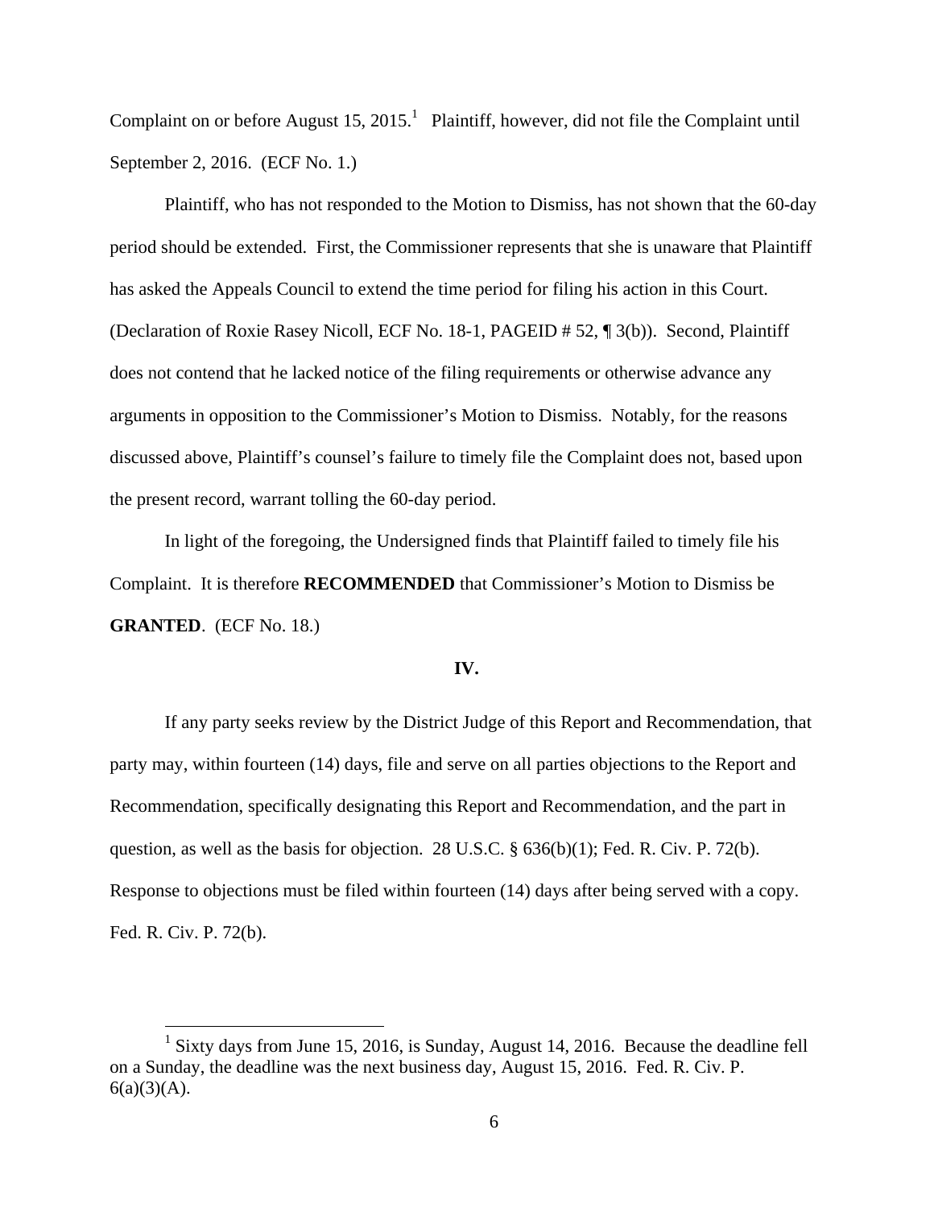Complaint on or before August 15, 2015.[1] Plaintiff, however, did not file the Complaint until September 2, 2016. (ECF No. 1.)

Plaintiff, who has not responded to the Motion to Dismiss, has not shown that the 60-day period should be extended. First, the Commissioner represents that she is unaware that Plaintiff has asked the Appeals Council to extend the time period for filing his action in this Court. (Declaration of Roxie Rasey Nicoll, ECF No. 18-1, PAGEID # 52, ¶ 3(b)). Second, Plaintiff does not contend that he lacked notice of the filing requirements or otherwise advance any arguments in opposition to the Commissioner's Motion to Dismiss. Notably, for the reasons discussed above, Plaintiff's counsel's failure to timely file the Complaint does not, based upon the present record, warrant tolling the 60-day period.

In light of the foregoing, the Undersigned finds that Plaintiff failed to timely file his Complaint. It is therefore **RECOMMENDED** that Commissioner's Motion to Dismiss be **GRANTED**. (ECF No. 18.)

## IV.

If any party seeks review by the District Judge of this Report and Recommendation, that party may, within fourteen (14) days, file and serve on all parties objections to the Report and Recommendation, specifically designating this Report and Recommendation, and the part in question, as well as the basis for objection. 28 U.S.C. § 636(b)(1); Fed. R. Civ. P. 72(b). Response to objections must be filed within fourteen (14) days after being served with a copy. Fed. R. Civ. P. 72(b).

---

[1] Sixty days from June 15, 2016, is Sunday, August 14, 2016. Because the deadline fell on a Sunday, the deadline was the next business day, August 15, 2016. Fed. R. Civ. P. 6(a)(3)(A).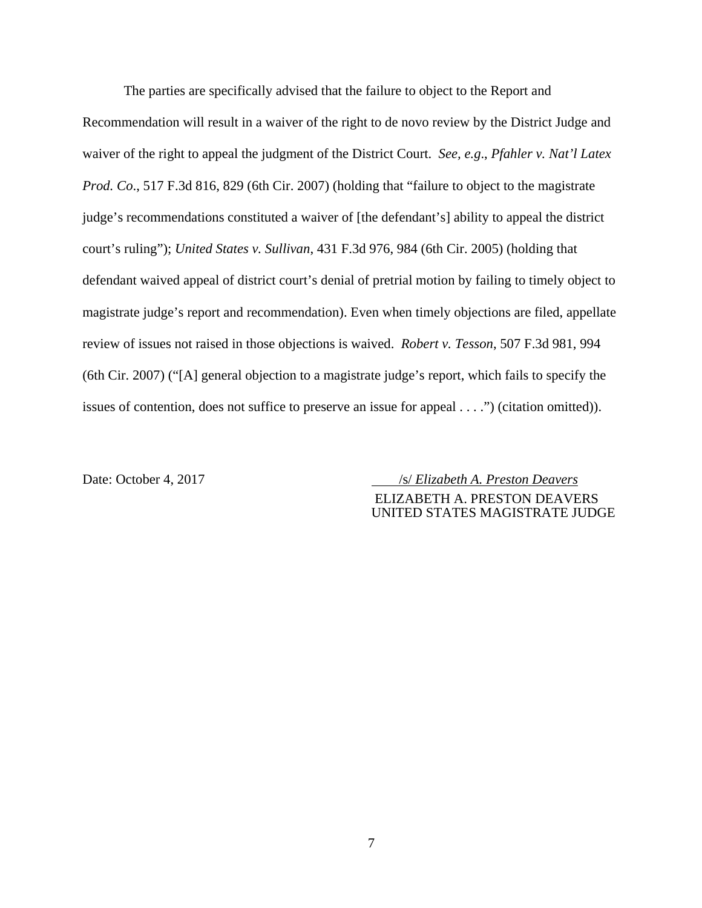The parties are specifically advised that the failure to object to the Report and Recommendation will result in a waiver of the right to de novo review by the District Judge and waiver of the right to appeal the judgment of the District Court. *See, e.g*., *Pfahler v. Nat'l Latex Prod. Co*., 517 F.3d 816, 829 (6th Cir. 2007) (holding that "failure to object to the magistrate judge's recommendations constituted a waiver of [the defendant's] ability to appeal the district court's ruling"); *United States v. Sullivan*, 431 F.3d 976, 984 (6th Cir. 2005) (holding that defendant waived appeal of district court's denial of pretrial motion by failing to timely object to magistrate judge's report and recommendation). Even when timely objections are filed, appellate review of issues not raised in those objections is waived. *Robert v. Tesson*, 507 F.3d 981, 994 (6th Cir. 2007) ("[A] general objection to a magistrate judge's report, which fails to specify the issues of contention, does not suffice to preserve an issue for appeal . . . .") (citation omitted)).

Date: October 4, 2017

/s/ *Elizabeth A. Preston Deavers*
ELIZABETH A. PRESTON DEAVERS
UNITED STATES MAGISTRATE JUDGE